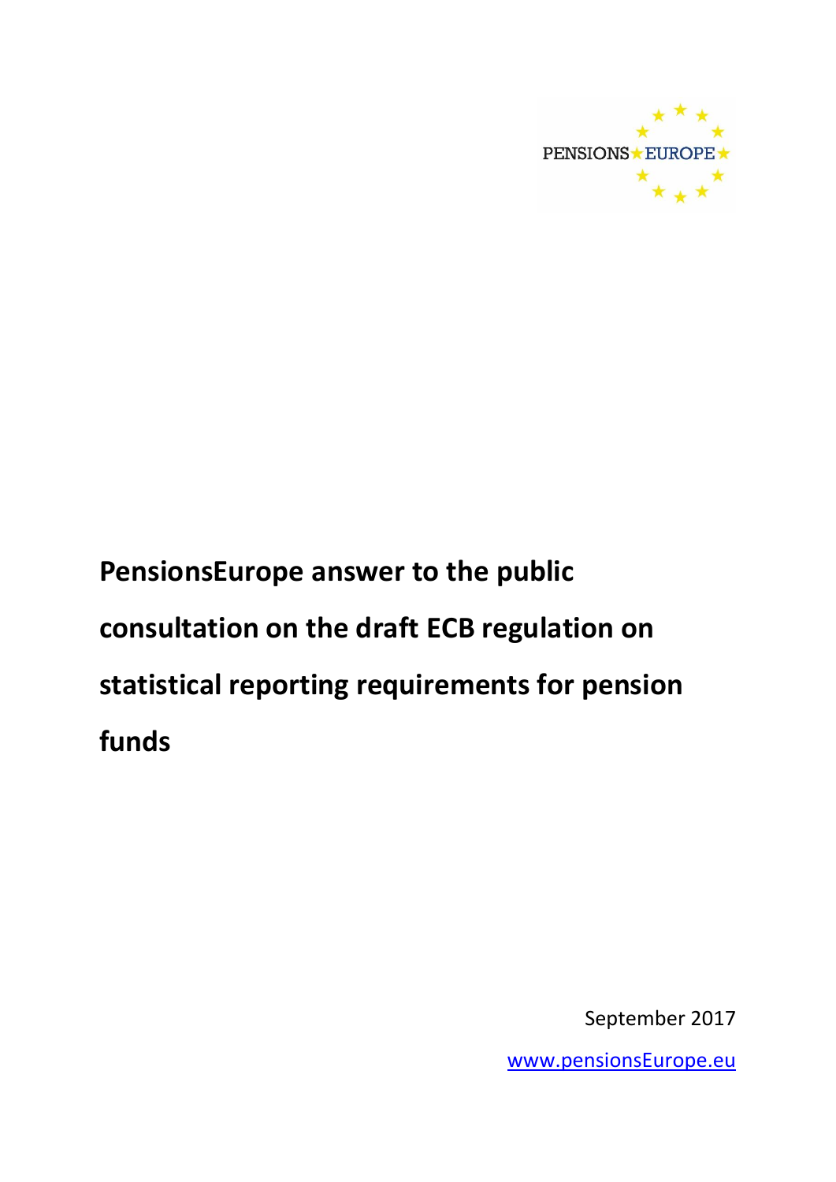PENSIONS EUROPE

# PensionsEurope answer to the public consultation on the draft ECB regulation on statistical reporting requirements for pension funds

September 2017

www.pensionsEurope.eu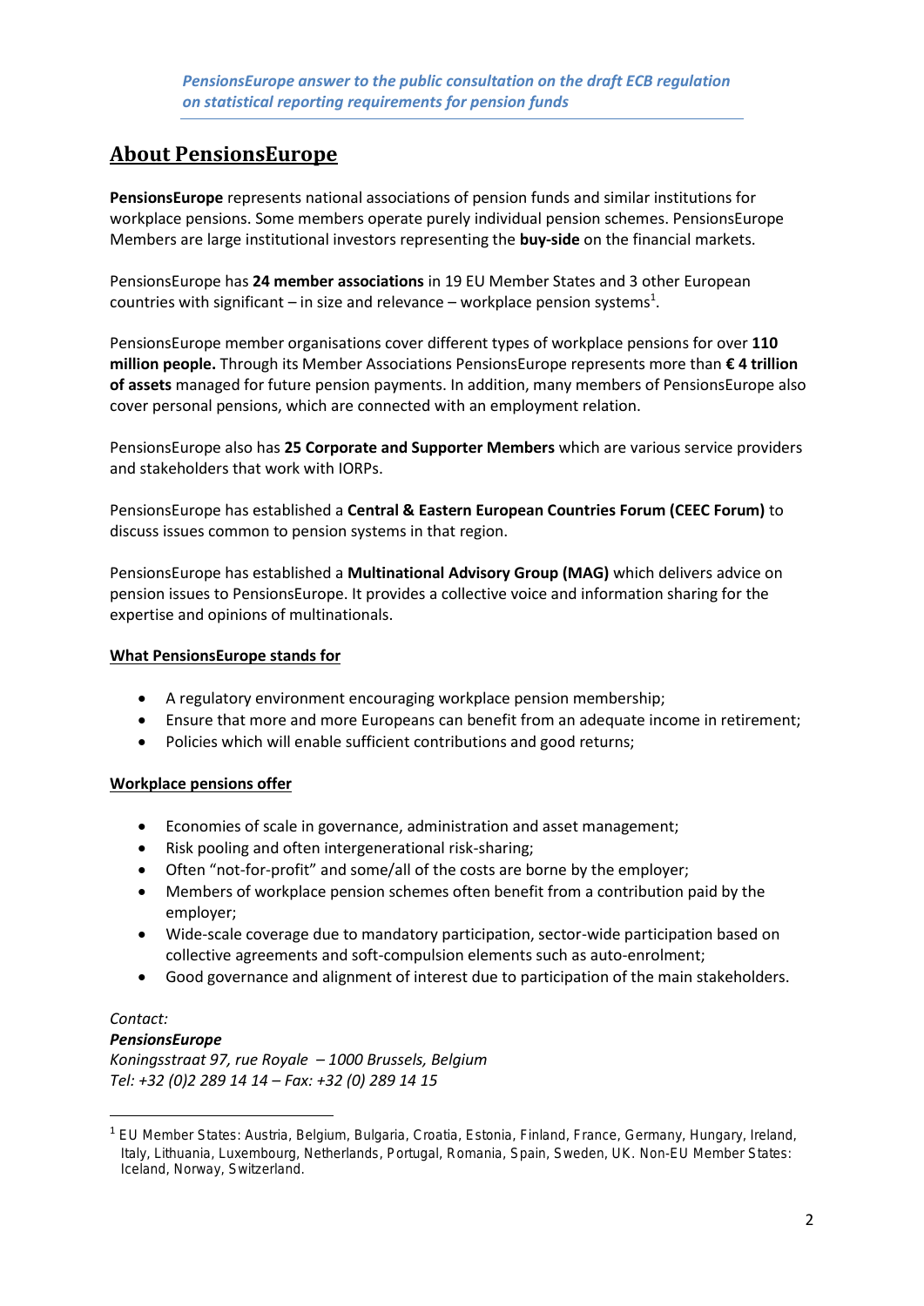*PensionsEurope answer to the public consultation on the draft ECB regulation on statistical reporting requirements for pension funds*

# About PensionsEurope

**PensionsEurope** represents national associations of pension funds and similar institutions for workplace pensions. Some members operate purely individual pension schemes. PensionsEurope Members are large institutional investors representing the **buy-side** on the financial markets.

PensionsEurope has **24 member associations** in 19 EU Member States and 3 other European countries with significant – in size and relevance – workplace pension systems[1].

PensionsEurope member organisations cover different types of workplace pensions for over **110 million people.** Through its Member Associations PensionsEurope represents more than **€ 4 trillion of assets** managed for future pension payments. In addition, many members of PensionsEurope also cover personal pensions, which are connected with an employment relation.

PensionsEurope also has **25 Corporate and Supporter Members** which are various service providers and stakeholders that work with IORPs.

PensionsEurope has established a **Central & Eastern European Countries Forum (CEEC Forum)** to discuss issues common to pension systems in that region.

PensionsEurope has established a **Multinational Advisory Group (MAG)** which delivers advice on pension issues to PensionsEurope. It provides a collective voice and information sharing for the expertise and opinions of multinationals.

**What PensionsEurope stands for**

- A regulatory environment encouraging workplace pension membership;
- Ensure that more and more Europeans can benefit from an adequate income in retirement;
- Policies which will enable sufficient contributions and good returns;

**Workplace pensions offer**

- Economies of scale in governance, administration and asset management;
- Risk pooling and often intergenerational risk-sharing;
- Often "not-for-profit" and some/all of the costs are borne by the employer;
- Members of workplace pension schemes often benefit from a contribution paid by the employer;
- Wide-scale coverage due to mandatory participation, sector-wide participation based on collective agreements and soft-compulsion elements such as auto-enrolment;
- Good governance and alignment of interest due to participation of the main stakeholders.

*Contact:*
***PensionsEurope***
*Koningsstraat 97, rue Royale – 1000 Brussels, Belgium*
*Tel: +32 (0)2 289 14 14 – Fax: +32 (0) 289 14 15*

[1] EU Member States: Austria, Belgium, Bulgaria, Croatia, Estonia, Finland, France, Germany, Hungary, Ireland, Italy, Lithuania, Luxembourg, Netherlands, Portugal, Romania, Spain, Sweden, UK. Non-EU Member States: Iceland, Norway, Switzerland.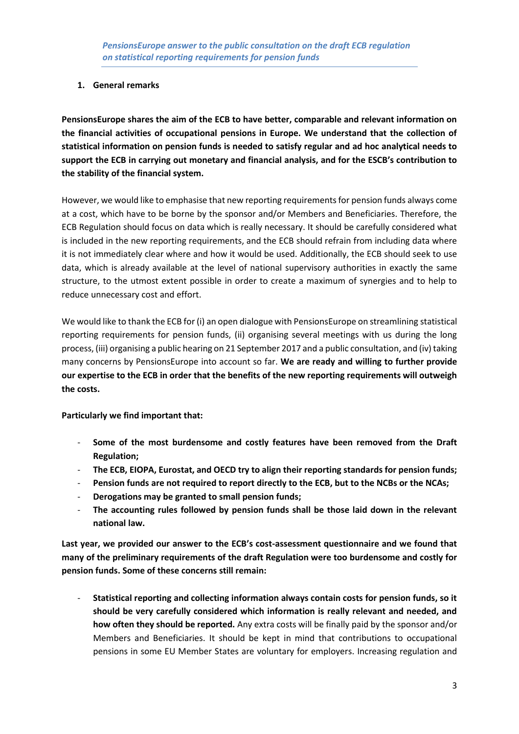*PensionsEurope answer to the public consultation on the draft ECB regulation on statistical reporting requirements for pension funds*

1. **General remarks**

**PensionsEurope shares the aim of the ECB to have better, comparable and relevant information on the financial activities of occupational pensions in Europe. We understand that the collection of statistical information on pension funds is needed to satisfy regular and ad hoc analytical needs to support the ECB in carrying out monetary and financial analysis, and for the ESCB's contribution to the stability of the financial system.**

However, we would like to emphasise that new reporting requirements for pension funds always come at a cost, which have to be borne by the sponsor and/or Members and Beneficiaries. Therefore, the ECB Regulation should focus on data which is really necessary. It should be carefully considered what is included in the new reporting requirements, and the ECB should refrain from including data where it is not immediately clear where and how it would be used. Additionally, the ECB should seek to use data, which is already available at the level of national supervisory authorities in exactly the same structure, to the utmost extent possible in order to create a maximum of synergies and to help to reduce unnecessary cost and effort.

We would like to thank the ECB for (i) an open dialogue with PensionsEurope on streamlining statistical reporting requirements for pension funds, (ii) organising several meetings with us during the long process, (iii) organising a public hearing on 21 September 2017 and a public consultation, and (iv) taking many concerns by PensionsEurope into account so far. **We are ready and willing to further provide our expertise to the ECB in order that the benefits of the new reporting requirements will outweigh the costs.**

**Particularly we find important that:**

- **Some of the most burdensome and costly features have been removed from the Draft Regulation;**
- **The ECB, EIOPA, Eurostat, and OECD try to align their reporting standards for pension funds;**
- **Pension funds are not required to report directly to the ECB, but to the NCBs or the NCAs;**
- **Derogations may be granted to small pension funds;**
- **The accounting rules followed by pension funds shall be those laid down in the relevant national law.**

**Last year, we provided our answer to the ECB's cost-assessment questionnaire and we found that many of the preliminary requirements of the draft Regulation were too burdensome and costly for pension funds. Some of these concerns still remain:**

- **Statistical reporting and collecting information always contain costs for pension funds, so it should be very carefully considered which information is really relevant and needed, and how often they should be reported.** Any extra costs will be finally paid by the sponsor and/or Members and Beneficiaries. It should be kept in mind that contributions to occupational pensions in some EU Member States are voluntary for employers. Increasing regulation and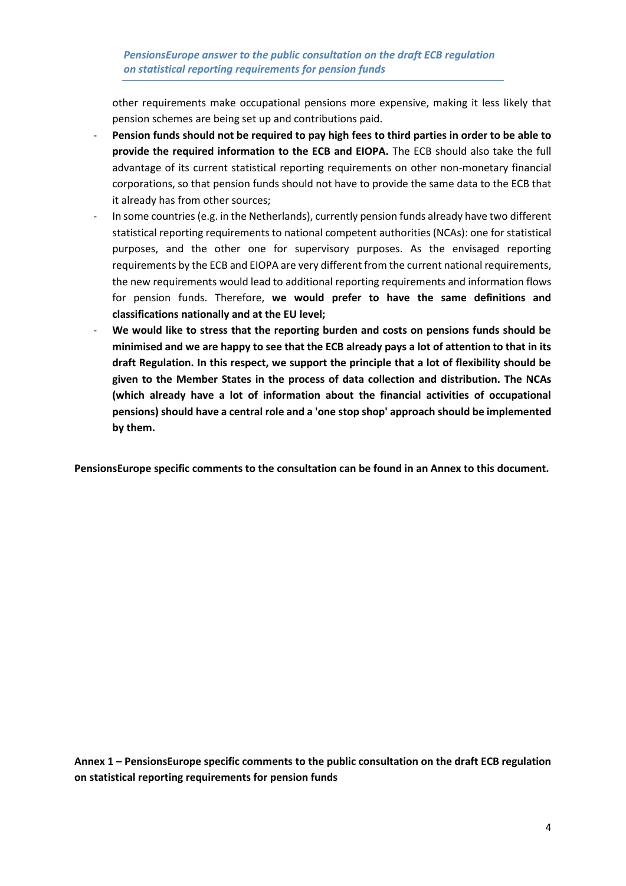other requirements make occupational pensions more expensive, making it less likely that pension schemes are being set up and contributions paid.

- **Pension funds should not be required to pay high fees to third parties in order to be able to provide the required information to the ECB and EIOPA.** The ECB should also take the full advantage of its current statistical reporting requirements on other non-monetary financial corporations, so that pension funds should not have to provide the same data to the ECB that it already has from other sources;
- In some countries (e.g. in the Netherlands), currently pension funds already have two different statistical reporting requirements to national competent authorities (NCAs): one for statistical purposes, and the other one for supervisory purposes. As the envisaged reporting requirements by the ECB and EIOPA are very different from the current national requirements, the new requirements would lead to additional reporting requirements and information flows for pension funds. Therefore, **we would prefer to have the same definitions and classifications nationally and at the EU level;**
- **We would like to stress that the reporting burden and costs on pensions funds should be minimised and we are happy to see that the ECB already pays a lot of attention to that in its draft Regulation. In this respect, we support the principle that a lot of flexibility should be given to the Member States in the process of data collection and distribution. The NCAs (which already have a lot of information about the financial activities of occupational pensions) should have a central role and a 'one stop shop' approach should be implemented by them.**

**PensionsEurope specific comments to the consultation can be found in an Annex to this document.**

**Annex 1 – PensionsEurope specific comments to the public consultation on the draft ECB regulation on statistical reporting requirements for pension funds**